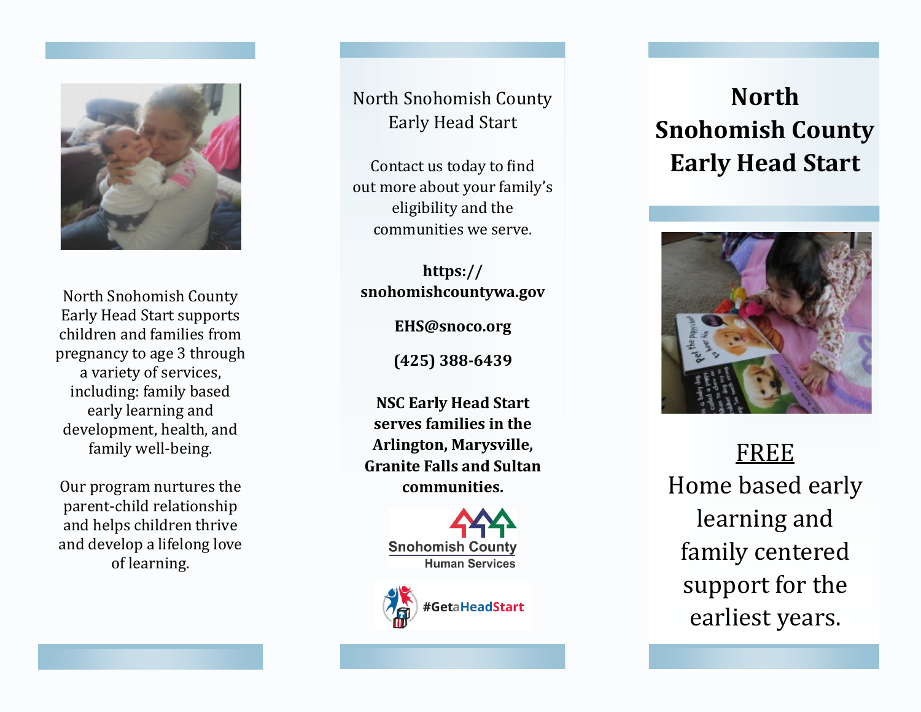North Snohomish County Early Head Start supports children and families from pregnancy to age 3 through a variety of services, including: family based early learning and development, health, and family well-being.

Our program nurtures the parent-child relationship and helps children thrive and develop a lifelong love of learning.

North Snohomish County Early Head Start

Contact us today to find out more about your family's eligibility and the communities we serve.

**https://snohomishcountywa.gov**

**EHS@snoco.org**

**(425) 388-6439**

**NSC Early Head Start serves families in the Arlington, Marysville, Granite Falls and Sultan communities.**

Snohomish County Human Services

#GetaHeadStart

# North Snohomish County Early Head Start

<u>FREE</u>

Home based early learning and family centered support for the earliest years.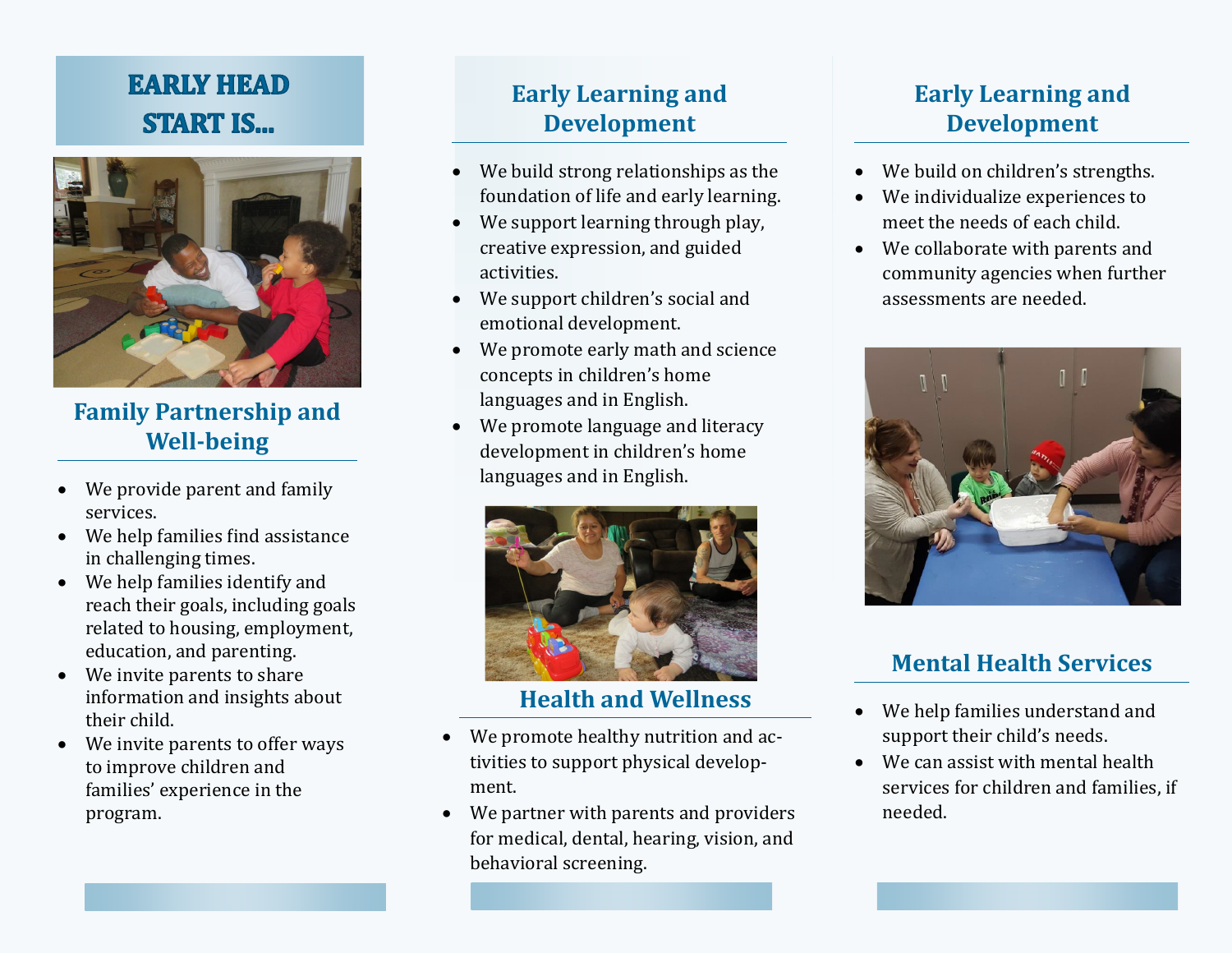# EARLY HEAD START IS...

## Family Partnership and Well-being

- We provide parent and family services.
- We help families find assistance in challenging times.
- We help families identify and reach their goals, including goals related to housing, employment, education, and parenting.
- We invite parents to share information and insights about their child.
- We invite parents to offer ways to improve children and families' experience in the program.

## Early Learning and Development

- We build strong relationships as the foundation of life and early learning.
- We support learning through play, creative expression, and guided activities.
- We support children's social and emotional development.
- We promote early math and science concepts in children's home languages and in English.
- We promote language and literacy development in children's home languages and in English.

## Health and Wellness

- We promote healthy nutrition and activities to support physical development.
- We partner with parents and providers for medical, dental, hearing, vision, and behavioral screening.

## Early Learning and Development

- We build on children's strengths.
- We individualize experiences to meet the needs of each child.
- We collaborate with parents and community agencies when further assessments are needed.

## Mental Health Services

- We help families understand and support their child's needs.
- We can assist with mental health services for children and families, if needed.